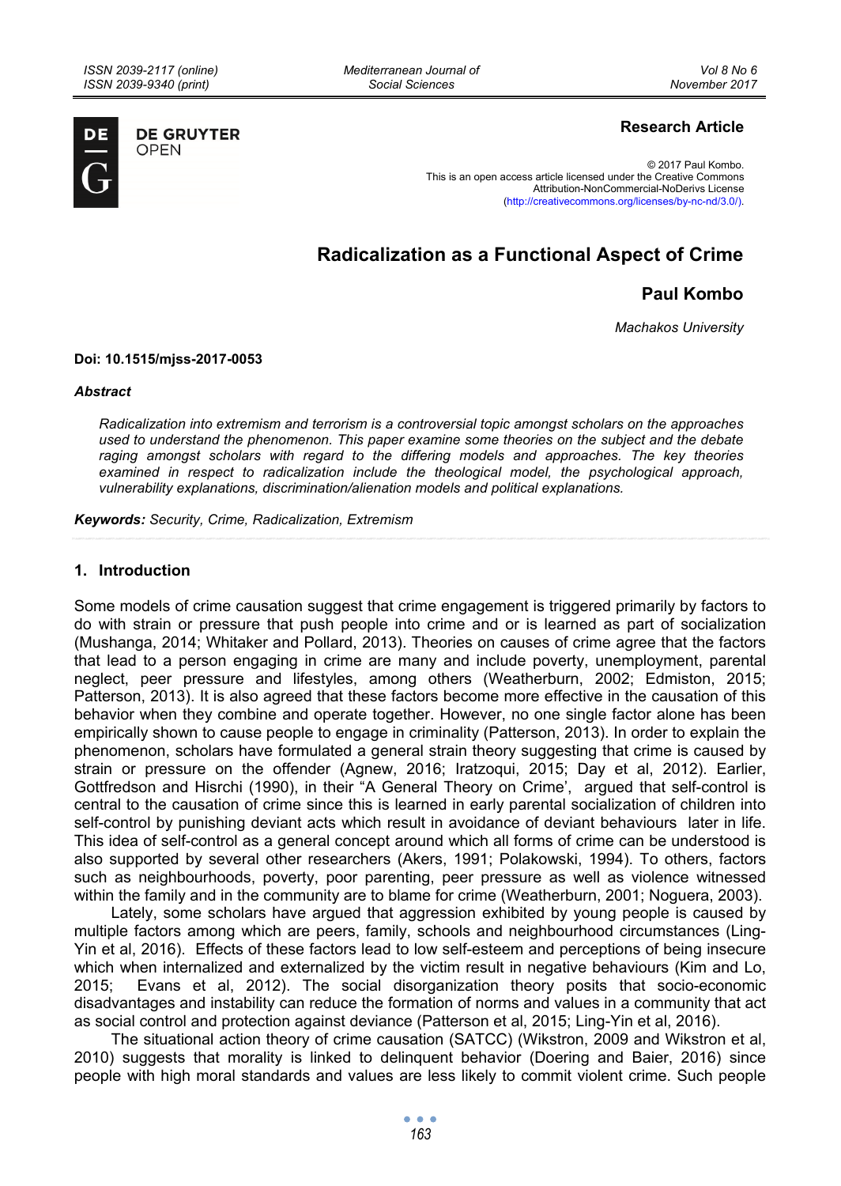**Research Article**

© 2017 Paul Kombo.
This is an open access article licensed under the Creative Commons Attribution-NonCommercial-NoDerivs License (http://creativecommons.org/licenses/by-nc-nd/3.0/).

# Radicalization as a Functional Aspect of Crime

**Paul Kombo**

*Machakos University*

**Doi: 10.1515/mjss-2017-0053**

***Abstract***

*Radicalization into extremism and terrorism is a controversial topic amongst scholars on the approaches used to understand the phenomenon. This paper examine some theories on the subject and the debate raging amongst scholars with regard to the differing models and approaches. The key theories examined in respect to radicalization include the theological model, the psychological approach, vulnerability explanations, discrimination/alienation models and political explanations.*

***Keywords:*** *Security, Crime, Radicalization, Extremism*

## 1. Introduction

Some models of crime causation suggest that crime engagement is triggered primarily by factors to do with strain or pressure that push people into crime and or is learned as part of socialization (Mushanga, 2014; Whitaker and Pollard, 2013). Theories on causes of crime agree that the factors that lead to a person engaging in crime are many and include poverty, unemployment, parental neglect, peer pressure and lifestyles, among others (Weatherburn, 2002; Edmiston, 2015; Patterson, 2013). It is also agreed that these factors become more effective in the causation of this behavior when they combine and operate together. However, no one single factor alone has been empirically shown to cause people to engage in criminality (Patterson, 2013). In order to explain the phenomenon, scholars have formulated a general strain theory suggesting that crime is caused by strain or pressure on the offender (Agnew, 2016; Iratzoqui, 2015; Day et al, 2012). Earlier, Gottfredson and Hisrchi (1990), in their "A General Theory on Crime', argued that self-control is central to the causation of crime since this is learned in early parental socialization of children into self-control by punishing deviant acts which result in avoidance of deviant behaviours later in life. This idea of self-control as a general concept around which all forms of crime can be understood is also supported by several other researchers (Akers, 1991; Polakowski, 1994). To others, factors such as neighbourhoods, poverty, poor parenting, peer pressure as well as violence witnessed within the family and in the community are to blame for crime (Weatherburn, 2001; Noguera, 2003).

Lately, some scholars have argued that aggression exhibited by young people is caused by multiple factors among which are peers, family, schools and neighbourhood circumstances (Ling-Yin et al, 2016). Effects of these factors lead to low self-esteem and perceptions of being insecure which when internalized and externalized by the victim result in negative behaviours (Kim and Lo, 2015; Evans et al, 2012). The social disorganization theory posits that socio-economic disadvantages and instability can reduce the formation of norms and values in a community that act as social control and protection against deviance (Patterson et al, 2015; Ling-Yin et al, 2016).

The situational action theory of crime causation (SATCC) (Wikstron, 2009 and Wikstron et al, 2010) suggests that morality is linked to delinquent behavior (Doering and Baier, 2016) since people with high moral standards and values are less likely to commit violent crime. Such people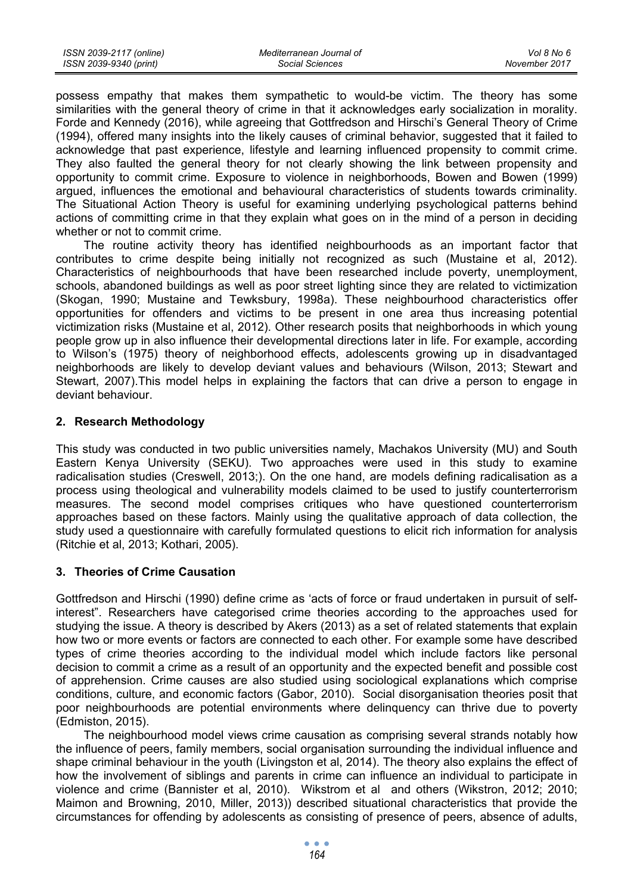possess empathy that makes them sympathetic to would-be victim. The theory has some similarities with the general theory of crime in that it acknowledges early socialization in morality. Forde and Kennedy (2016), while agreeing that Gottfredson and Hirschi's General Theory of Crime (1994), offered many insights into the likely causes of criminal behavior, suggested that it failed to acknowledge that past experience, lifestyle and learning influenced propensity to commit crime. They also faulted the general theory for not clearly showing the link between propensity and opportunity to commit crime. Exposure to violence in neighborhoods, Bowen and Bowen (1999) argued, influences the emotional and behavioural characteristics of students towards criminality. The Situational Action Theory is useful for examining underlying psychological patterns behind actions of committing crime in that they explain what goes on in the mind of a person in deciding whether or not to commit crime.

The routine activity theory has identified neighbourhoods as an important factor that contributes to crime despite being initially not recognized as such (Mustaine et al, 2012). Characteristics of neighbourhoods that have been researched include poverty, unemployment, schools, abandoned buildings as well as poor street lighting since they are related to victimization (Skogan, 1990; Mustaine and Tewksbury, 1998a). These neighbourhood characteristics offer opportunities for offenders and victims to be present in one area thus increasing potential victimization risks (Mustaine et al, 2012). Other research posits that neighborhoods in which young people grow up in also influence their developmental directions later in life. For example, according to Wilson's (1975) theory of neighborhood effects, adolescents growing up in disadvantaged neighborhoods are likely to develop deviant values and behaviours (Wilson, 2013; Stewart and Stewart, 2007).This model helps in explaining the factors that can drive a person to engage in deviant behaviour.

## 2. Research Methodology

This study was conducted in two public universities namely, Machakos University (MU) and South Eastern Kenya University (SEKU). Two approaches were used in this study to examine radicalisation studies (Creswell, 2013;). On the one hand, are models defining radicalisation as a process using theological and vulnerability models claimed to be used to justify counterterrorism measures. The second model comprises critiques who have questioned counterterrorism approaches based on these factors. Mainly using the qualitative approach of data collection, the study used a questionnaire with carefully formulated questions to elicit rich information for analysis (Ritchie et al, 2013; Kothari, 2005).

## 3. Theories of Crime Causation

Gottfredson and Hirschi (1990) define crime as 'acts of force or fraud undertaken in pursuit of self-interest". Researchers have categorised crime theories according to the approaches used for studying the issue. A theory is described by Akers (2013) as a set of related statements that explain how two or more events or factors are connected to each other. For example some have described types of crime theories according to the individual model which include factors like personal decision to commit a crime as a result of an opportunity and the expected benefit and possible cost of apprehension. Crime causes are also studied using sociological explanations which comprise conditions, culture, and economic factors (Gabor, 2010). Social disorganisation theories posit that poor neighbourhoods are potential environments where delinquency can thrive due to poverty (Edmiston, 2015).

The neighbourhood model views crime causation as comprising several strands notably how the influence of peers, family members, social organisation surrounding the individual influence and shape criminal behaviour in the youth (Livingston et al, 2014). The theory also explains the effect of how the involvement of siblings and parents in crime can influence an individual to participate in violence and crime (Bannister et al, 2010). Wikstrom et al and others (Wikstron, 2012; 2010; Maimon and Browning, 2010, Miller, 2013)) described situational characteristics that provide the circumstances for offending by adolescents as consisting of presence of peers, absence of adults,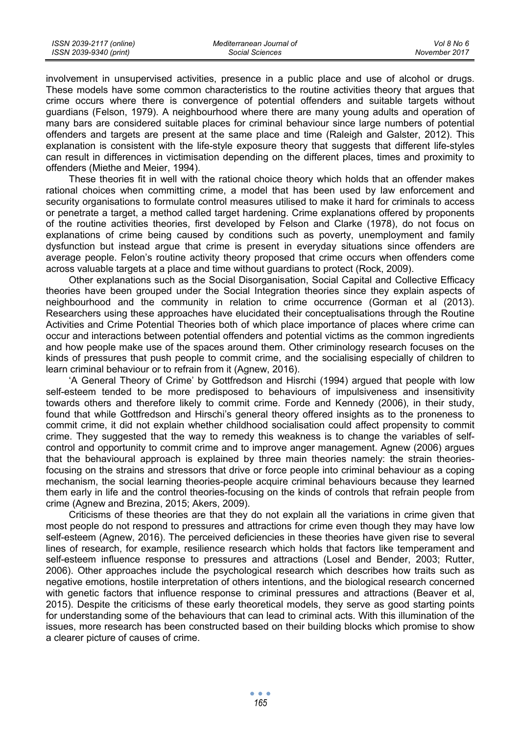involvement in unsupervised activities, presence in a public place and use of alcohol or drugs. These models have some common characteristics to the routine activities theory that argues that crime occurs where there is convergence of potential offenders and suitable targets without guardians (Felson, 1979). A neighbourhood where there are many young adults and operation of many bars are considered suitable places for criminal behaviour since large numbers of potential offenders and targets are present at the same place and time (Raleigh and Galster, 2012). This explanation is consistent with the life-style exposure theory that suggests that different life-styles can result in differences in victimisation depending on the different places, times and proximity to offenders (Miethe and Meier, 1994).

These theories fit in well with the rational choice theory which holds that an offender makes rational choices when committing crime, a model that has been used by law enforcement and security organisations to formulate control measures utilised to make it hard for criminals to access or penetrate a target, a method called target hardening. Crime explanations offered by proponents of the routine activities theories, first developed by Felson and Clarke (1978), do not focus on explanations of crime being caused by conditions such as poverty, unemployment and family dysfunction but instead argue that crime is present in everyday situations since offenders are average people. Felon's routine activity theory proposed that crime occurs when offenders come across valuable targets at a place and time without guardians to protect (Rock, 2009).

Other explanations such as the Social Disorganisation, Social Capital and Collective Efficacy theories have been grouped under the Social Integration theories since they explain aspects of neighbourhood and the community in relation to crime occurrence (Gorman et al (2013). Researchers using these approaches have elucidated their conceptualisations through the Routine Activities and Crime Potential Theories both of which place importance of places where crime can occur and interactions between potential offenders and potential victims as the common ingredients and how people make use of the spaces around them. Other criminology research focuses on the kinds of pressures that push people to commit crime, and the socialising especially of children to learn criminal behaviour or to refrain from it (Agnew, 2016).

'A General Theory of Crime' by Gottfredson and Hisrchi (1994) argued that people with low self-esteem tended to be more predisposed to behaviours of impulsiveness and insensitivity towards others and therefore likely to commit crime. Forde and Kennedy (2006), in their study, found that while Gottfredson and Hirschi's general theory offered insights as to the proneness to commit crime, it did not explain whether childhood socialisation could affect propensity to commit crime. They suggested that the way to remedy this weakness is to change the variables of self-control and opportunity to commit crime and to improve anger management. Agnew (2006) argues that the behavioural approach is explained by three main theories namely: the strain theories-focusing on the strains and stressors that drive or force people into criminal behaviour as a coping mechanism, the social learning theories-people acquire criminal behaviours because they learned them early in life and the control theories-focusing on the kinds of controls that refrain people from crime (Agnew and Brezina, 2015; Akers, 2009).

Criticisms of these theories are that they do not explain all the variations in crime given that most people do not respond to pressures and attractions for crime even though they may have low self-esteem (Agnew, 2016). The perceived deficiencies in these theories have given rise to several lines of research, for example, resilience research which holds that factors like temperament and self-esteem influence response to pressures and attractions (Losel and Bender, 2003; Rutter, 2006). Other approaches include the psychological research which describes how traits such as negative emotions, hostile interpretation of others intentions, and the biological research concerned with genetic factors that influence response to criminal pressures and attractions (Beaver et al, 2015). Despite the criticisms of these early theoretical models, they serve as good starting points for understanding some of the behaviours that can lead to criminal acts. With this illumination of the issues, more research has been constructed based on their building blocks which promise to show a clearer picture of causes of crime.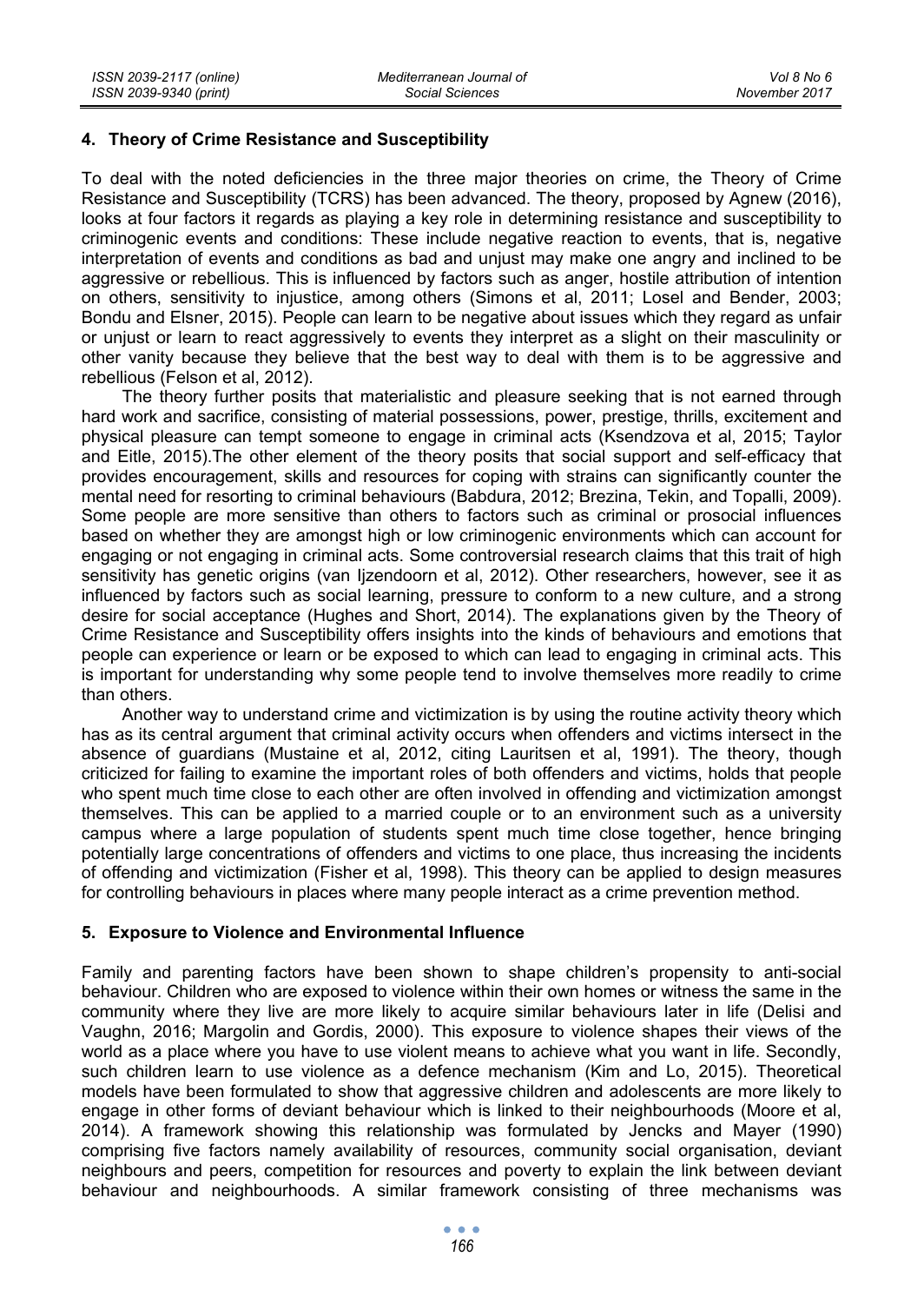## 4. Theory of Crime Resistance and Susceptibility

To deal with the noted deficiencies in the three major theories on crime, the Theory of Crime Resistance and Susceptibility (TCRS) has been advanced. The theory, proposed by Agnew (2016), looks at four factors it regards as playing a key role in determining resistance and susceptibility to criminogenic events and conditions: These include negative reaction to events, that is, negative interpretation of events and conditions as bad and unjust may make one angry and inclined to be aggressive or rebellious. This is influenced by factors such as anger, hostile attribution of intention on others, sensitivity to injustice, among others (Simons et al, 2011; Losel and Bender, 2003; Bondu and Elsner, 2015). People can learn to be negative about issues which they regard as unfair or unjust or learn to react aggressively to events they interpret as a slight on their masculinity or other vanity because they believe that the best way to deal with them is to be aggressive and rebellious (Felson et al, 2012).

The theory further posits that materialistic and pleasure seeking that is not earned through hard work and sacrifice, consisting of material possessions, power, prestige, thrills, excitement and physical pleasure can tempt someone to engage in criminal acts (Ksendzova et al, 2015; Taylor and Eitle, 2015).The other element of the theory posits that social support and self-efficacy that provides encouragement, skills and resources for coping with strains can significantly counter the mental need for resorting to criminal behaviours (Babdura, 2012; Brezina, Tekin, and Topalli, 2009). Some people are more sensitive than others to factors such as criminal or prosocial influences based on whether they are amongst high or low criminogenic environments which can account for engaging or not engaging in criminal acts. Some controversial research claims that this trait of high sensitivity has genetic origins (van Ijzendoorn et al, 2012). Other researchers, however, see it as influenced by factors such as social learning, pressure to conform to a new culture, and a strong desire for social acceptance (Hughes and Short, 2014). The explanations given by the Theory of Crime Resistance and Susceptibility offers insights into the kinds of behaviours and emotions that people can experience or learn or be exposed to which can lead to engaging in criminal acts. This is important for understanding why some people tend to involve themselves more readily to crime than others.

Another way to understand crime and victimization is by using the routine activity theory which has as its central argument that criminal activity occurs when offenders and victims intersect in the absence of guardians (Mustaine et al, 2012, citing Lauritsen et al, 1991). The theory, though criticized for failing to examine the important roles of both offenders and victims, holds that people who spent much time close to each other are often involved in offending and victimization amongst themselves. This can be applied to a married couple or to an environment such as a university campus where a large population of students spent much time close together, hence bringing potentially large concentrations of offenders and victims to one place, thus increasing the incidents of offending and victimization (Fisher et al, 1998). This theory can be applied to design measures for controlling behaviours in places where many people interact as a crime prevention method.

## 5. Exposure to Violence and Environmental Influence

Family and parenting factors have been shown to shape children's propensity to anti-social behaviour. Children who are exposed to violence within their own homes or witness the same in the community where they live are more likely to acquire similar behaviours later in life (Delisi and Vaughn, 2016; Margolin and Gordis, 2000). This exposure to violence shapes their views of the world as a place where you have to use violent means to achieve what you want in life. Secondly, such children learn to use violence as a defence mechanism (Kim and Lo, 2015). Theoretical models have been formulated to show that aggressive children and adolescents are more likely to engage in other forms of deviant behaviour which is linked to their neighbourhoods (Moore et al, 2014). A framework showing this relationship was formulated by Jencks and Mayer (1990) comprising five factors namely availability of resources, community social organisation, deviant neighbours and peers, competition for resources and poverty to explain the link between deviant behaviour and neighbourhoods. A similar framework consisting of three mechanisms was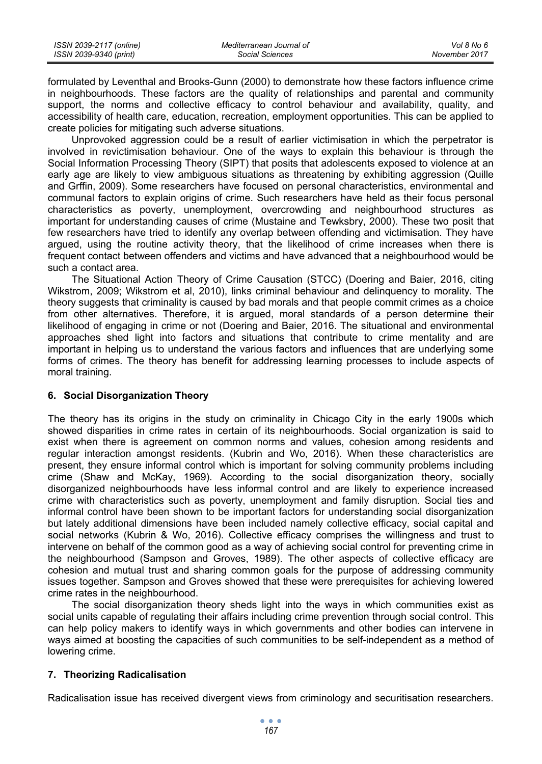formulated by Leventhal and Brooks-Gunn (2000) to demonstrate how these factors influence crime in neighbourhoods. These factors are the quality of relationships and parental and community support, the norms and collective efficacy to control behaviour and availability, quality, and accessibility of health care, education, recreation, employment opportunities. This can be applied to create policies for mitigating such adverse situations.

Unprovoked aggression could be a result of earlier victimisation in which the perpetrator is involved in revictimisation behaviour. One of the ways to explain this behaviour is through the Social Information Processing Theory (SIPT) that posits that adolescents exposed to violence at an early age are likely to view ambiguous situations as threatening by exhibiting aggression (Quille and Grffin, 2009). Some researchers have focused on personal characteristics, environmental and communal factors to explain origins of crime. Such researchers have held as their focus personal characteristics as poverty, unemployment, overcrowding and neighbourhood structures as important for understanding causes of crime (Mustaine and Tewksbry, 2000). These two posit that few researchers have tried to identify any overlap between offending and victimisation. They have argued, using the routine activity theory, that the likelihood of crime increases when there is frequent contact between offenders and victims and have advanced that a neighbourhood would be such a contact area.

The Situational Action Theory of Crime Causation (STCC) (Doering and Baier, 2016, citing Wikstrom, 2009; Wikstrom et al, 2010), links criminal behaviour and delinquency to morality. The theory suggests that criminality is caused by bad morals and that people commit crimes as a choice from other alternatives. Therefore, it is argued, moral standards of a person determine their likelihood of engaging in crime or not (Doering and Baier, 2016. The situational and environmental approaches shed light into factors and situations that contribute to crime mentality and are important in helping us to understand the various factors and influences that are underlying some forms of crimes. The theory has benefit for addressing learning processes to include aspects of moral training.

## 6. Social Disorganization Theory

The theory has its origins in the study on criminality in Chicago City in the early 1900s which showed disparities in crime rates in certain of its neighbourhoods. Social organization is said to exist when there is agreement on common norms and values, cohesion among residents and regular interaction amongst residents. (Kubrin and Wo, 2016). When these characteristics are present, they ensure informal control which is important for solving community problems including crime (Shaw and McKay, 1969). According to the social disorganization theory, socially disorganized neighbourhoods have less informal control and are likely to experience increased crime with characteristics such as poverty, unemployment and family disruption. Social ties and informal control have been shown to be important factors for understanding social disorganization but lately additional dimensions have been included namely collective efficacy, social capital and social networks (Kubrin & Wo, 2016). Collective efficacy comprises the willingness and trust to intervene on behalf of the common good as a way of achieving social control for preventing crime in the neighbourhood (Sampson and Groves, 1989). The other aspects of collective efficacy are cohesion and mutual trust and sharing common goals for the purpose of addressing community issues together. Sampson and Groves showed that these were prerequisites for achieving lowered crime rates in the neighbourhood.

The social disorganization theory sheds light into the ways in which communities exist as social units capable of regulating their affairs including crime prevention through social control. This can help policy makers to identify ways in which governments and other bodies can intervene in ways aimed at boosting the capacities of such communities to be self-independent as a method of lowering crime.

## 7. Theorizing Radicalisation

Radicalisation issue has received divergent views from criminology and securitisation researchers.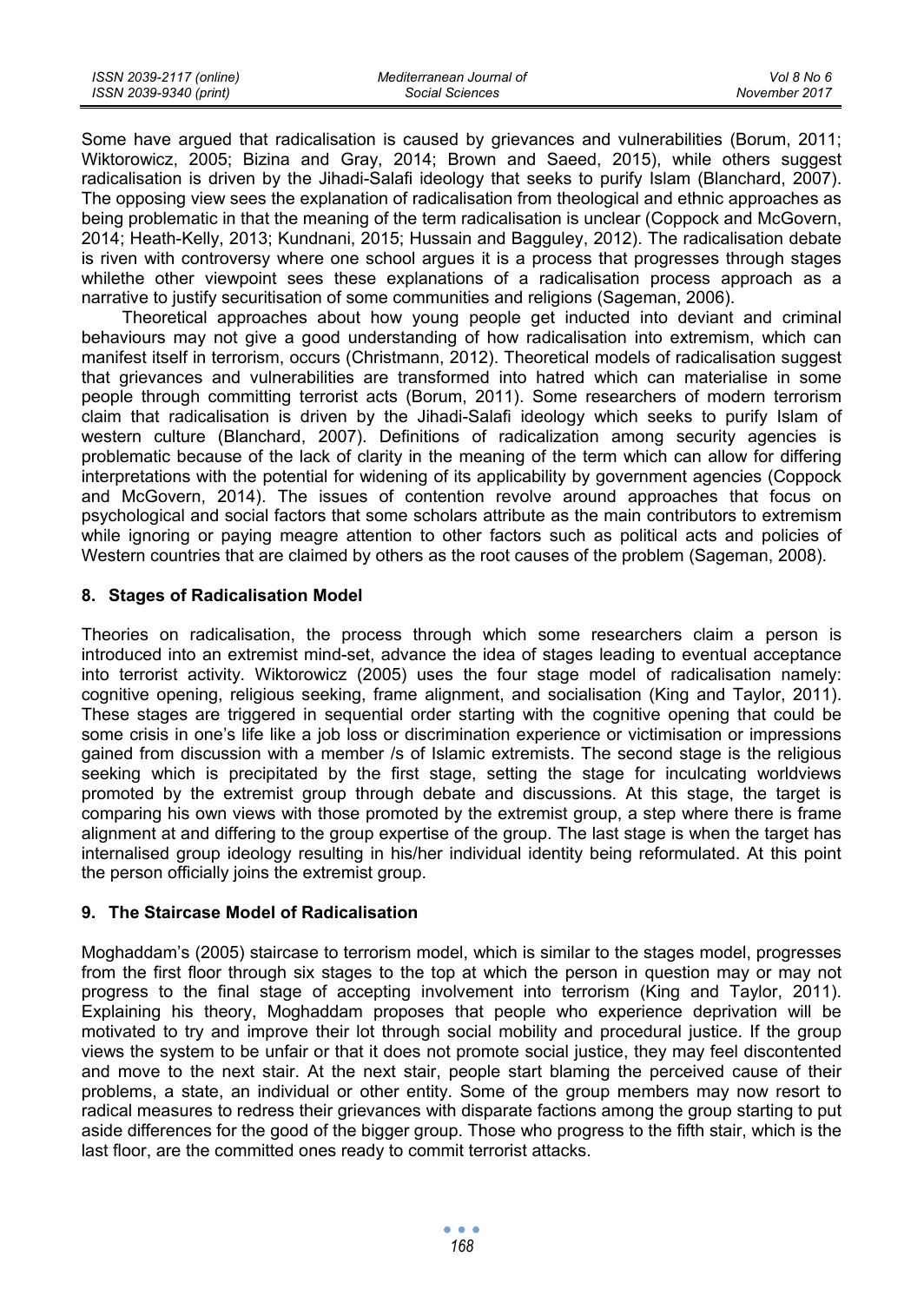Some have argued that radicalisation is caused by grievances and vulnerabilities (Borum, 2011; Wiktorowicz, 2005; Bizina and Gray, 2014; Brown and Saeed, 2015), while others suggest radicalisation is driven by the Jihadi-Salafi ideology that seeks to purify Islam (Blanchard, 2007). The opposing view sees the explanation of radicalisation from theological and ethnic approaches as being problematic in that the meaning of the term radicalisation is unclear (Coppock and McGovern, 2014; Heath-Kelly, 2013; Kundnani, 2015; Hussain and Bagguley, 2012). The radicalisation debate is riven with controversy where one school argues it is a process that progresses through stages whilethe other viewpoint sees these explanations of a radicalisation process approach as a narrative to justify securitisation of some communities and religions (Sageman, 2006).

Theoretical approaches about how young people get inducted into deviant and criminal behaviours may not give a good understanding of how radicalisation into extremism, which can manifest itself in terrorism, occurs (Christmann, 2012). Theoretical models of radicalisation suggest that grievances and vulnerabilities are transformed into hatred which can materialise in some people through committing terrorist acts (Borum, 2011). Some researchers of modern terrorism claim that radicalisation is driven by the Jihadi-Salafi ideology which seeks to purify Islam of western culture (Blanchard, 2007). Definitions of radicalization among security agencies is problematic because of the lack of clarity in the meaning of the term which can allow for differing interpretations with the potential for widening of its applicability by government agencies (Coppock and McGovern, 2014). The issues of contention revolve around approaches that focus on psychological and social factors that some scholars attribute as the main contributors to extremism while ignoring or paying meagre attention to other factors such as political acts and policies of Western countries that are claimed by others as the root causes of the problem (Sageman, 2008).

## 8. Stages of Radicalisation Model

Theories on radicalisation, the process through which some researchers claim a person is introduced into an extremist mind-set, advance the idea of stages leading to eventual acceptance into terrorist activity. Wiktorowicz (2005) uses the four stage model of radicalisation namely: cognitive opening, religious seeking, frame alignment, and socialisation (King and Taylor, 2011). These stages are triggered in sequential order starting with the cognitive opening that could be some crisis in one's life like a job loss or discrimination experience or victimisation or impressions gained from discussion with a member /s of Islamic extremists. The second stage is the religious seeking which is precipitated by the first stage, setting the stage for inculcating worldviews promoted by the extremist group through debate and discussions. At this stage, the target is comparing his own views with those promoted by the extremist group, a step where there is frame alignment at and differing to the group expertise of the group. The last stage is when the target has internalised group ideology resulting in his/her individual identity being reformulated. At this point the person officially joins the extremist group.

## 9. The Staircase Model of Radicalisation

Moghaddam's (2005) staircase to terrorism model, which is similar to the stages model, progresses from the first floor through six stages to the top at which the person in question may or may not progress to the final stage of accepting involvement into terrorism (King and Taylor, 2011). Explaining his theory, Moghaddam proposes that people who experience deprivation will be motivated to try and improve their lot through social mobility and procedural justice. If the group views the system to be unfair or that it does not promote social justice, they may feel discontented and move to the next stair. At the next stair, people start blaming the perceived cause of their problems, a state, an individual or other entity. Some of the group members may now resort to radical measures to redress their grievances with disparate factions among the group starting to put aside differences for the good of the bigger group. Those who progress to the fifth stair, which is the last floor, are the committed ones ready to commit terrorist attacks.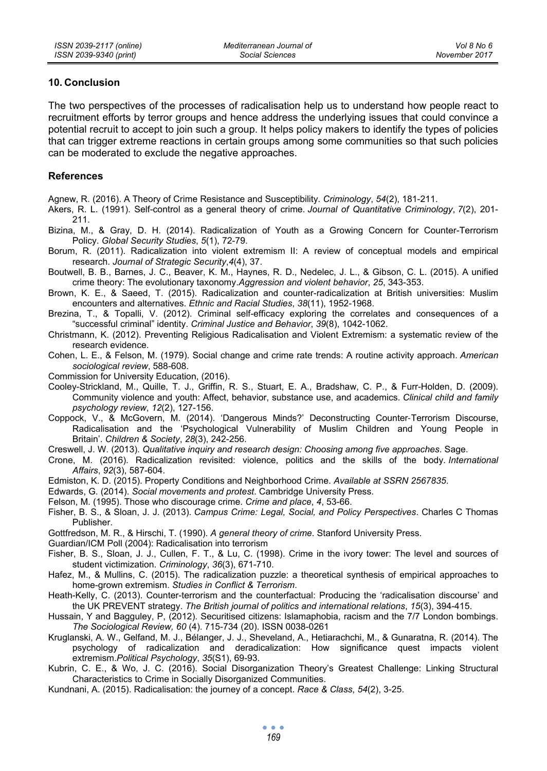## 10. Conclusion

The two perspectives of the processes of radicalisation help us to understand how people react to recruitment efforts by terror groups and hence address the underlying issues that could convince a potential recruit to accept to join such a group. It helps policy makers to identify the types of policies that can trigger extreme reactions in certain groups among some communities so that such policies can be moderated to exclude the negative approaches.

## References

Agnew, R. (2016). A Theory of Crime Resistance and Susceptibility. *Criminology*, *54*(2), 181-211.

Akers, R. L. (1991). Self-control as a general theory of crime. *Journal of Quantitative Criminology*, *7*(2), 201-211.

Bizina, M., & Gray, D. H. (2014). Radicalization of Youth as a Growing Concern for Counter-Terrorism Policy. *Global Security Studies*, *5*(1), 72-79.

Borum, R. (2011). Radicalization into violent extremism II: A review of conceptual models and empirical research. *Journal of Strategic Security*,*4*(4), 37.

Boutwell, B. B., Barnes, J. C., Beaver, K. M., Haynes, R. D., Nedelec, J. L., & Gibson, C. L. (2015). A unified crime theory: The evolutionary taxonomy.*Aggression and violent behavior*, *25*, 343-353.

Brown, K. E., & Saeed, T. (2015). Radicalization and counter-radicalization at British universities: Muslim encounters and alternatives. *Ethnic and Racial Studies*, *38*(11), 1952-1968.

Brezina, T., & Topalli, V. (2012). Criminal self-efficacy exploring the correlates and consequences of a "successful criminal" identity. *Criminal Justice and Behavior*, *39*(8), 1042-1062.

Christmann, K. (2012). Preventing Religious Radicalisation and Violent Extremism: a systematic review of the research evidence.

Cohen, L. E., & Felson, M. (1979). Social change and crime rate trends: A routine activity approach. *American sociological review*, 588-608.

Commission for University Education, (2016).

Cooley-Strickland, M., Quille, T. J., Griffin, R. S., Stuart, E. A., Bradshaw, C. P., & Furr-Holden, D. (2009). Community violence and youth: Affect, behavior, substance use, and academics. *Clinical child and family psychology review*, *12*(2), 127-156.

Coppock, V., & McGovern, M. (2014). 'Dangerous Minds?' Deconstructing Counter-Terrorism Discourse, Radicalisation and the 'Psychological Vulnerability of Muslim Children and Young People in Britain'. *Children & Society*, *28*(3), 242-256.

Creswell, J. W. (2013). *Qualitative inquiry and research design: Choosing among five approaches*. Sage.

Crone, M. (2016). Radicalization revisited: violence, politics and the skills of the body. *International Affairs*, *92*(3), 587-604.

Edmiston, K. D. (2015). Property Conditions and Neighborhood Crime. *Available at SSRN 2567835*.

Edwards, G. (2014). *Social movements and protest*. Cambridge University Press.

Felson, M. (1995). Those who discourage crime. *Crime and place*, *4*, 53-66.

Fisher, B. S., & Sloan, J. J. (2013). *Campus Crime: Legal, Social, and Policy Perspectives*. Charles C Thomas Publisher.

Gottfredson, M. R., & Hirschi, T. (1990). *A general theory of crime*. Stanford University Press.

Guardian/ICM Poll (2004): Radicalisation into terrorism

Fisher, B. S., Sloan, J. J., Cullen, F. T., & Lu, C. (1998). Crime in the ivory tower: The level and sources of student victimization. *Criminology*, *36*(3), 671-710.

Hafez, M., & Mullins, C. (2015). The radicalization puzzle: a theoretical synthesis of empirical approaches to home-grown extremism. *Studies in Conflict & Terrorism*.

Heath-Kelly, C. (2013). Counter-terrorism and the counterfactual: Producing the 'radicalisation discourse' and the UK PREVENT strategy. *The British journal of politics and international relations*, *15*(3), 394-415.

Hussain, Y and Bagguley, P, (2012). Securitised citizens: Islamaphobia, racism and the 7/7 London bombings. *The Sociological Review, 60* (4). 715-734 (20). ISSN 0038-0261

Kruglanski, A. W., Gelfand, M. J., Bélanger, J. J., Sheveland, A., Hetiarachchi, M., & Gunaratna, R. (2014). The psychology of radicalization and deradicalization: How significance quest impacts violent extremism.*Political Psychology*, *35*(S1), 69-93.

Kubrin, C. E., & Wo, J. C. (2016). Social Disorganization Theory's Greatest Challenge: Linking Structural Characteristics to Crime in Socially Disorganized Communities.

Kundnani, A. (2015). Radicalisation: the journey of a concept. *Race & Class*, *54*(2), 3-25.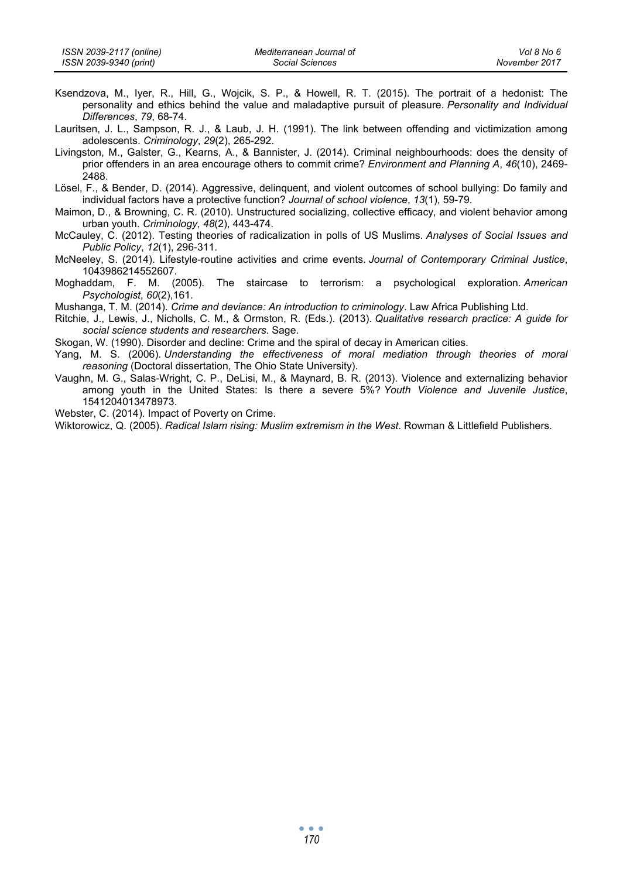Ksendzova, M., Iyer, R., Hill, G., Wojcik, S. P., & Howell, R. T. (2015). The portrait of a hedonist: The personality and ethics behind the value and maladaptive pursuit of pleasure. *Personality and Individual Differences*, *79*, 68-74.

Lauritsen, J. L., Sampson, R. J., & Laub, J. H. (1991). The link between offending and victimization among adolescents. *Criminology*, *29*(2), 265-292.

Livingston, M., Galster, G., Kearns, A., & Bannister, J. (2014). Criminal neighbourhoods: does the density of prior offenders in an area encourage others to commit crime? *Environment and Planning A*, *46*(10), 2469-2488.

Lösel, F., & Bender, D. (2014). Aggressive, delinquent, and violent outcomes of school bullying: Do family and individual factors have a protective function? *Journal of school violence*, *13*(1), 59-79.

Maimon, D., & Browning, C. R. (2010). Unstructured socializing, collective efficacy, and violent behavior among urban youth. *Criminology*, *48*(2), 443-474.

McCauley, C. (2012). Testing theories of radicalization in polls of US Muslims. *Analyses of Social Issues and Public Policy*, *12*(1), 296-311.

McNeeley, S. (2014). Lifestyle-routine activities and crime events. *Journal of Contemporary Criminal Justice*, 1043986214552607.

Moghaddam, F. M. (2005). The staircase to terrorism: a psychological exploration. *American Psychologist*, *60*(2),161.

Mushanga, T. M. (2014). *Crime and deviance: An introduction to criminology*. Law Africa Publishing Ltd.

Ritchie, J., Lewis, J., Nicholls, C. M., & Ormston, R. (Eds.). (2013). *Qualitative research practice: A guide for social science students and researchers*. Sage.

Skogan, W. (1990). Disorder and decline: Crime and the spiral of decay in American cities.

Yang, M. S. (2006). *Understanding the effectiveness of moral mediation through theories of moral reasoning* (Doctoral dissertation, The Ohio State University).

Vaughn, M. G., Salas-Wright, C. P., DeLisi, M., & Maynard, B. R. (2013). Violence and externalizing behavior among youth in the United States: Is there a severe 5%? *Youth Violence and Juvenile Justice*, 1541204013478973.

Webster, C. (2014). Impact of Poverty on Crime.

Wiktorowicz, Q. (2005). *Radical Islam rising: Muslim extremism in the West*. Rowman & Littlefield Publishers.